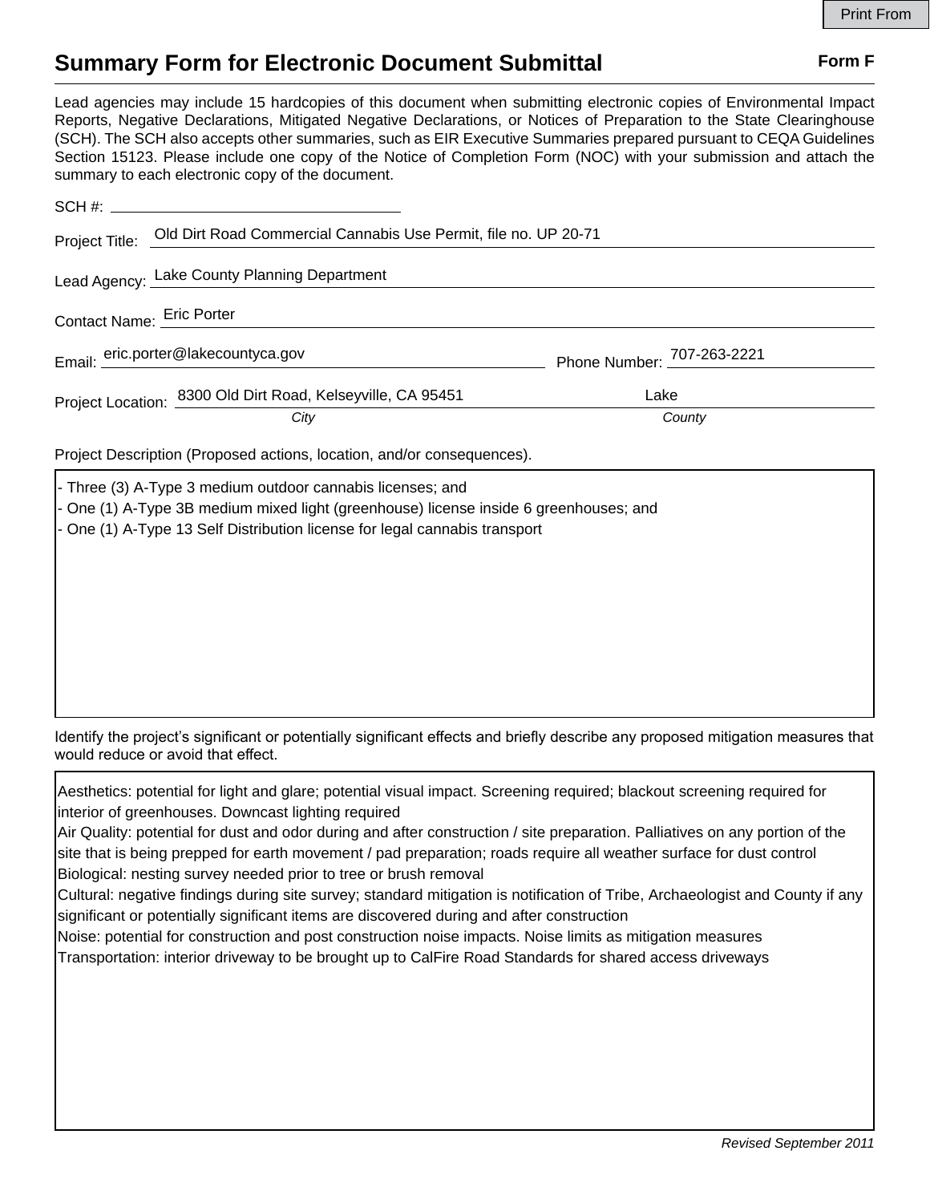Print From

# Summary Form for Electronic Document Submittal

**Form F**

Lead agencies may include 15 hardcopies of this document when submitting electronic copies of Environmental Impact Reports, Negative Declarations, Mitigated Negative Declarations, or Notices of Preparation to the State Clearinghouse (SCH). The SCH also accepts other summaries, such as EIR Executive Summaries prepared pursuant to CEQA Guidelines Section 15123. Please include one copy of the Notice of Completion Form (NOC) with your submission and attach the summary to each electronic copy of the document.

SCH #: 

Project Title: Old Dirt Road Commercial Cannabis Use Permit, file no. UP 20-71

Lead Agency: Lake County Planning Department

Contact Name: Eric Porter

Email: eric.porter@lakecountyca.gov    Phone Number: 707-263-2221

Project Location: 8300 Old Dirt Road, Kelseyville, CA 95451 (*City*)    Lake (*County*)

Project Description (Proposed actions, location, and/or consequences).

- Three (3) A-Type 3 medium outdoor cannabis licenses; and
- One (1) A-Type 3B medium mixed light (greenhouse) license inside 6 greenhouses; and
- One (1) A-Type 13 Self Distribution license for legal cannabis transport

Identify the project's significant or potentially significant effects and briefly describe any proposed mitigation measures that would reduce or avoid that effect.

Aesthetics: potential for light and glare; potential visual impact. Screening required; blackout screening required for interior of greenhouses. Downcast lighting required
Air Quality: potential for dust and odor during and after construction / site preparation. Palliatives on any portion of the site that is being prepped for earth movement / pad preparation; roads require all weather surface for dust control
Biological: nesting survey needed prior to tree or brush removal
Cultural: negative findings during site survey; standard mitigation is notification of Tribe, Archaeologist and County if any significant or potentially significant items are discovered during and after construction
Noise: potential for construction and post construction noise impacts. Noise limits as mitigation measures
Transportation: interior driveway to be brought up to CalFire Road Standards for shared access driveways

*Revised September 2011*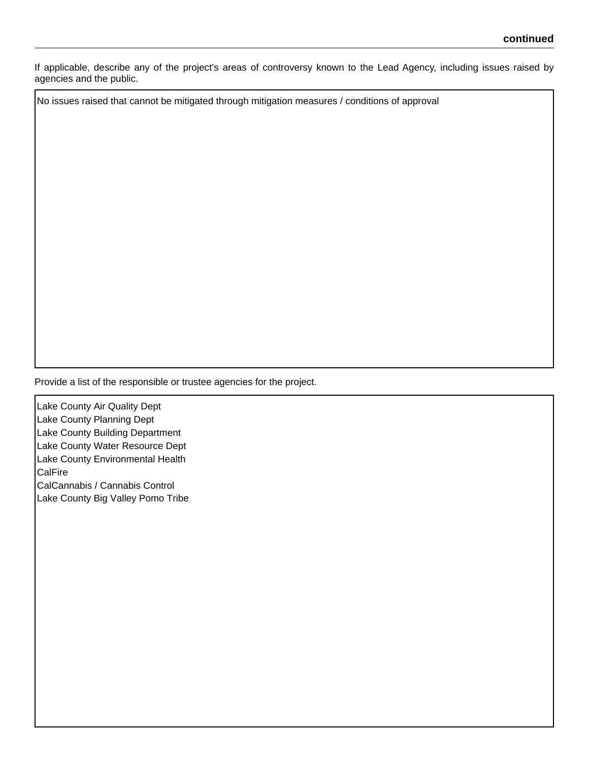**continued**

If applicable, describe any of the project's areas of controversy known to the Lead Agency, including issues raised by agencies and the public.

No issues raised that cannot be mitigated through mitigation measures / conditions of approval

Provide a list of the responsible or trustee agencies for the project.

Lake County Air Quality Dept
Lake County Planning Dept
Lake County Building Department
Lake County Water Resource Dept
Lake County Environmental Health
CalFire
CalCannabis / Cannabis Control
Lake County Big Valley Pomo Tribe